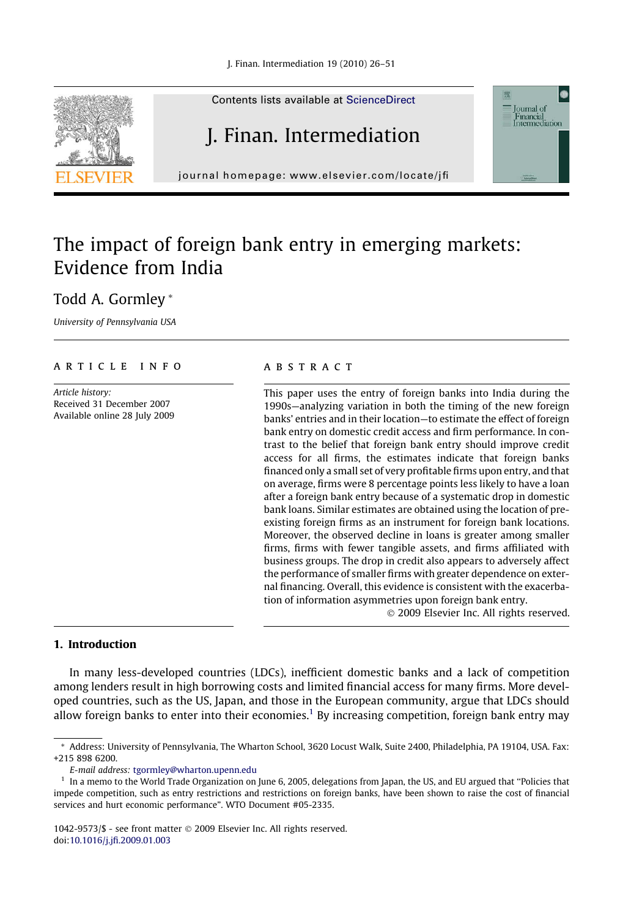# The impact of foreign bank entry in emerging markets: Evidence from India

Todd A. Gormley *

*University of Pennsylvania USA*

---

**ARTICLE INFO**

*Article history:*
Received 31 December 2007
Available online 28 July 2009

**ABSTRACT**

This paper uses the entry of foreign banks into India during the 1990s—analyzing variation in both the timing of the new foreign banks' entries and in their location—to estimate the effect of foreign bank entry on domestic credit access and firm performance. In contrast to the belief that foreign bank entry should improve credit access for all firms, the estimates indicate that foreign banks financed only a small set of very profitable firms upon entry, and that on average, firms were 8 percentage points less likely to have a loan after a foreign bank entry because of a systematic drop in domestic bank loans. Similar estimates are obtained using the location of pre-existing foreign firms as an instrument for foreign bank locations. Moreover, the observed decline in loans is greater among smaller firms, firms with fewer tangible assets, and firms affiliated with business groups. The drop in credit also appears to adversely affect the performance of smaller firms with greater dependence on external financing. Overall, this evidence is consistent with the exacerbation of information asymmetries upon foreign bank entry.

© 2009 Elsevier Inc. All rights reserved.

---

## 1. Introduction

In many less-developed countries (LDCs), inefficient domestic banks and a lack of competition among lenders result in high borrowing costs and limited financial access for many firms. More developed countries, such as the US, Japan, and those in the European community, argue that LDCs should allow foreign banks to enter into their economies.[1] By increasing competition, foreign bank entry may

---

\* Address: University of Pennsylvania, The Wharton School, 3620 Locust Walk, Suite 2400, Philadelphia, PA 19104, USA. Fax: +215 898 6200.

*E-mail address:* tgormley@wharton.upenn.edu

[1] In a memo to the World Trade Organization on June 6, 2005, delegations from Japan, the US, and EU argued that "Policies that impede competition, such as entry restrictions and restrictions on foreign banks, have been shown to raise the cost of financial services and hurt economic performance". WTO Document #05-2335.

1042-9573/$ - see front matter © 2009 Elsevier Inc. All rights reserved.
doi:10.1016/j.jfi.2009.01.003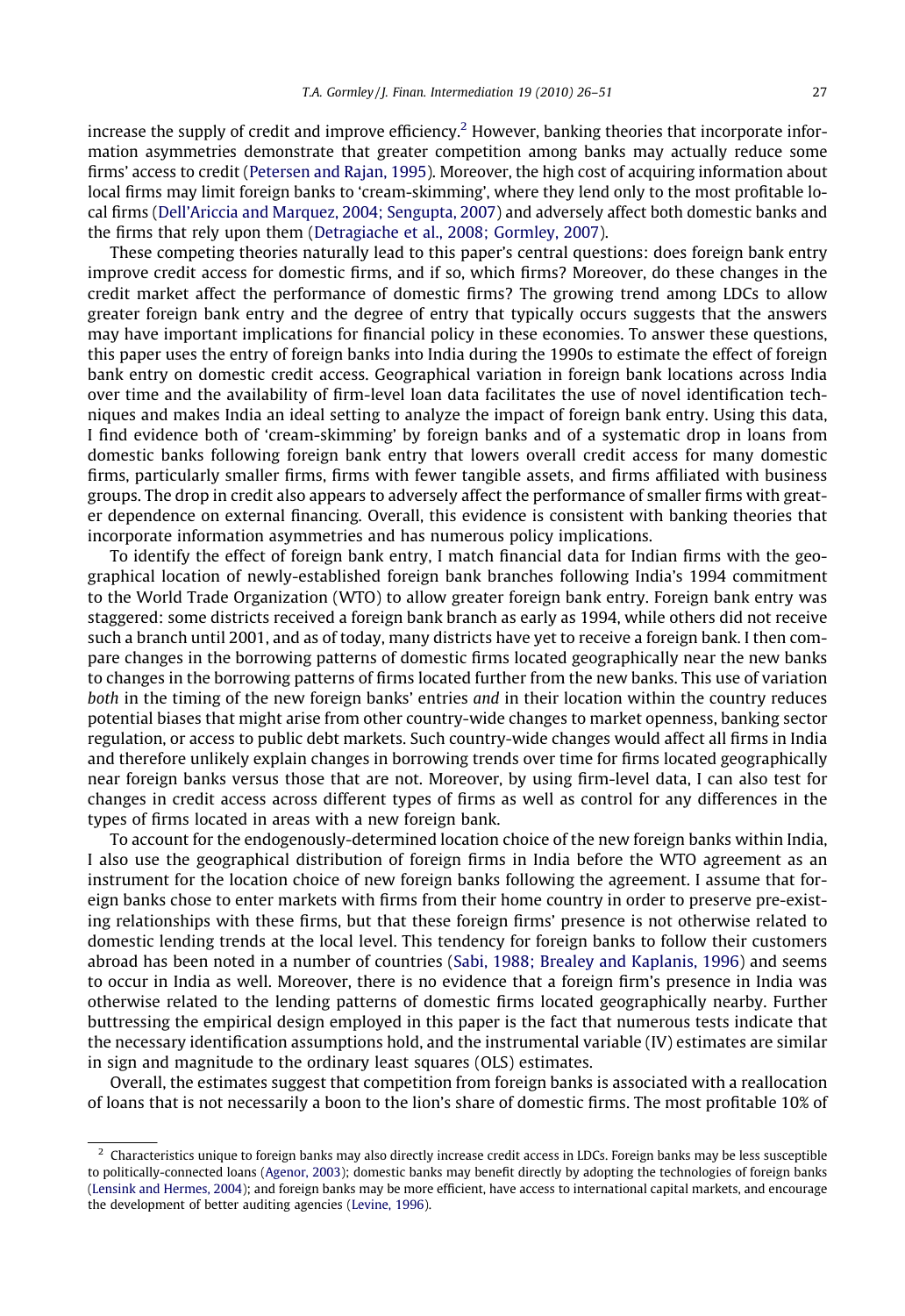increase the supply of credit and improve efficiency.[2] However, banking theories that incorporate information asymmetries demonstrate that greater competition among banks may actually reduce some firms' access to credit (Petersen and Rajan, 1995). Moreover, the high cost of acquiring information about local firms may limit foreign banks to 'cream-skimming', where they lend only to the most profitable local firms (Dell'Ariccia and Marquez, 2004; Sengupta, 2007) and adversely affect both domestic banks and the firms that rely upon them (Detragiache et al., 2008; Gormley, 2007).

These competing theories naturally lead to this paper's central questions: does foreign bank entry improve credit access for domestic firms, and if so, which firms? Moreover, do these changes in the credit market affect the performance of domestic firms? The growing trend among LDCs to allow greater foreign bank entry and the degree of entry that typically occurs suggests that the answers may have important implications for financial policy in these economies. To answer these questions, this paper uses the entry of foreign banks into India during the 1990s to estimate the effect of foreign bank entry on domestic credit access. Geographical variation in foreign bank locations across India over time and the availability of firm-level loan data facilitates the use of novel identification techniques and makes India an ideal setting to analyze the impact of foreign bank entry. Using this data, I find evidence both of 'cream-skimming' by foreign banks and of a systematic drop in loans from domestic banks following foreign bank entry that lowers overall credit access for many domestic firms, particularly smaller firms, firms with fewer tangible assets, and firms affiliated with business groups. The drop in credit also appears to adversely affect the performance of smaller firms with greater dependence on external financing. Overall, this evidence is consistent with banking theories that incorporate information asymmetries and has numerous policy implications.

To identify the effect of foreign bank entry, I match financial data for Indian firms with the geographical location of newly-established foreign bank branches following India's 1994 commitment to the World Trade Organization (WTO) to allow greater foreign bank entry. Foreign bank entry was staggered: some districts received a foreign bank branch as early as 1994, while others did not receive such a branch until 2001, and as of today, many districts have yet to receive a foreign bank. I then compare changes in the borrowing patterns of domestic firms located geographically near the new banks to changes in the borrowing patterns of firms located further from the new banks. This use of variation *both* in the timing of the new foreign banks' entries *and* in their location within the country reduces potential biases that might arise from other country-wide changes to market openness, banking sector regulation, or access to public debt markets. Such country-wide changes would affect all firms in India and therefore unlikely explain changes in borrowing trends over time for firms located geographically near foreign banks versus those that are not. Moreover, by using firm-level data, I can also test for changes in credit access across different types of firms as well as control for any differences in the types of firms located in areas with a new foreign bank.

To account for the endogenously-determined location choice of the new foreign banks within India, I also use the geographical distribution of foreign firms in India before the WTO agreement as an instrument for the location choice of new foreign banks following the agreement. I assume that foreign banks chose to enter markets with firms from their home country in order to preserve pre-existing relationships with these firms, but that these foreign firms' presence is not otherwise related to domestic lending trends at the local level. This tendency for foreign banks to follow their customers abroad has been noted in a number of countries (Sabi, 1988; Brealey and Kaplanis, 1996) and seems to occur in India as well. Moreover, there is no evidence that a foreign firm's presence in India was otherwise related to the lending patterns of domestic firms located geographically nearby. Further buttressing the empirical design employed in this paper is the fact that numerous tests indicate that the necessary identification assumptions hold, and the instrumental variable (IV) estimates are similar in sign and magnitude to the ordinary least squares (OLS) estimates.

Overall, the estimates suggest that competition from foreign banks is associated with a reallocation of loans that is not necessarily a boon to the lion's share of domestic firms. The most profitable 10% of

[2] Characteristics unique to foreign banks may also directly increase credit access in LDCs. Foreign banks may be less susceptible to politically-connected loans (Agenor, 2003); domestic banks may benefit directly by adopting the technologies of foreign banks (Lensink and Hermes, 2004); and foreign banks may be more efficient, have access to international capital markets, and encourage the development of better auditing agencies (Levine, 1996).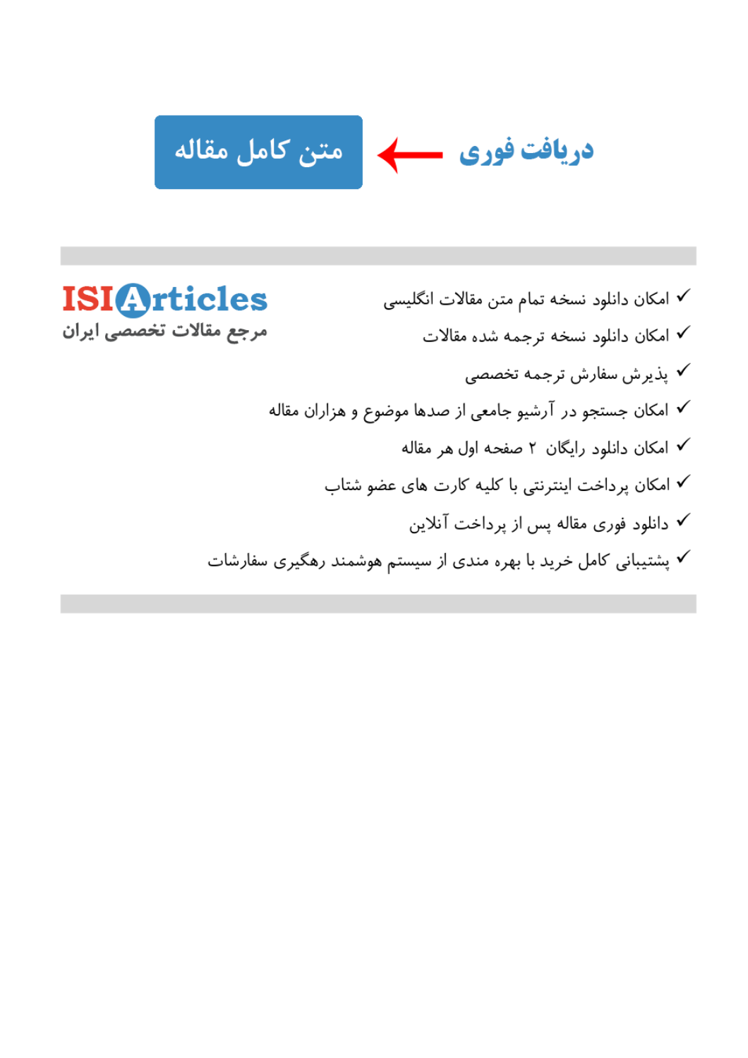دریافت فوری ← **متن کامل مقاله**

**ISIArticles**
مرجع مقالات تخصصی ایران

- ✓ امکان دانلود نسخه تمام متن مقالات انگلیسی
- ✓ امکان دانلود نسخه ترجمه شده مقالات
- ✓ پذیرش سفارش ترجمه تخصصی
- ✓ امکان جستجو در آرشیو جامعی از صدها موضوع و هزاران مقاله
- ✓ امکان دانلود رایگان ۲ صفحه اول هر مقاله
- ✓ امکان پرداخت اینترنتی با کلیه کارت های عضو شتاب
- ✓ دانلود فوری مقاله پس از پرداخت آنلاین
- ✓ پشتیبانی کامل خرید با بهره مندی از سیستم هوشمند رهگیری سفارشات